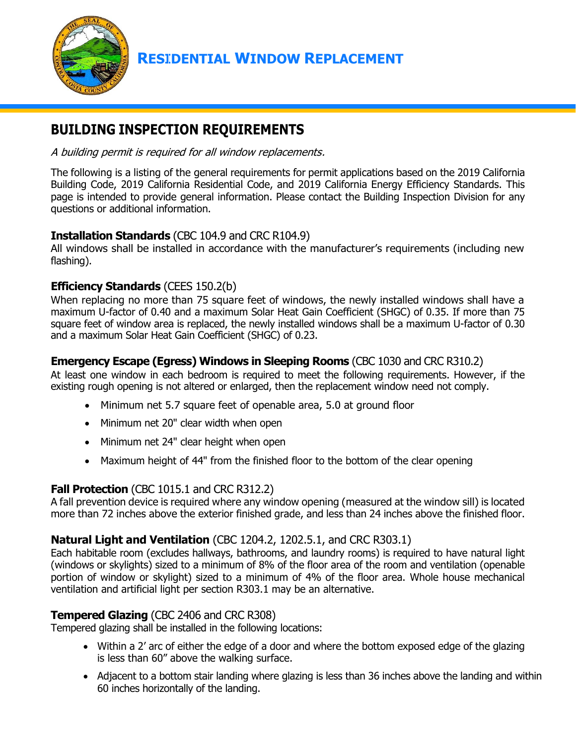# RESIDENTIAL WINDOW REPLACEMENT

## BUILDING INSPECTION REQUIREMENTS

*A building permit is required for all window replacements.*

The following is a listing of the general requirements for permit applications based on the 2019 California Building Code, 2019 California Residential Code, and 2019 California Energy Efficiency Standards. This page is intended to provide general information. Please contact the Building Inspection Division for any questions or additional information.

### **Installation Standards** (CBC 104.9 and CRC R104.9)

All windows shall be installed in accordance with the manufacturer's requirements (including new flashing).

### **Efficiency Standards** (CEES 150.2(b)

When replacing no more than 75 square feet of windows, the newly installed windows shall have a maximum U-factor of 0.40 and a maximum Solar Heat Gain Coefficient (SHGC) of 0.35. If more than 75 square feet of window area is replaced, the newly installed windows shall be a maximum U-factor of 0.30 and a maximum Solar Heat Gain Coefficient (SHGC) of 0.23.

### **Emergency Escape (Egress) Windows in Sleeping Rooms** (CBC 1030 and CRC R310.2)

At least one window in each bedroom is required to meet the following requirements. However, if the existing rough opening is not altered or enlarged, then the replacement window need not comply.

- Minimum net 5.7 square feet of openable area, 5.0 at ground floor
- Minimum net 20" clear width when open
- Minimum net 24" clear height when open
- Maximum height of 44" from the finished floor to the bottom of the clear opening

### **Fall Protection** (CBC 1015.1 and CRC R312.2)

A fall prevention device is required where any window opening (measured at the window sill) is located more than 72 inches above the exterior finished grade, and less than 24 inches above the finished floor.

### **Natural Light and Ventilation** (CBC 1204.2, 1202.5.1, and CRC R303.1)

Each habitable room (excludes hallways, bathrooms, and laundry rooms) is required to have natural light (windows or skylights) sized to a minimum of 8% of the floor area of the room and ventilation (openable portion of window or skylight) sized to a minimum of 4% of the floor area. Whole house mechanical ventilation and artificial light per section R303.1 may be an alternative.

### **Tempered Glazing** (CBC 2406 and CRC R308)

Tempered glazing shall be installed in the following locations:

- Within a 2' arc of either the edge of a door and where the bottom exposed edge of the glazing is less than 60" above the walking surface.
- Adjacent to a bottom stair landing where glazing is less than 36 inches above the landing and within 60 inches horizontally of the landing.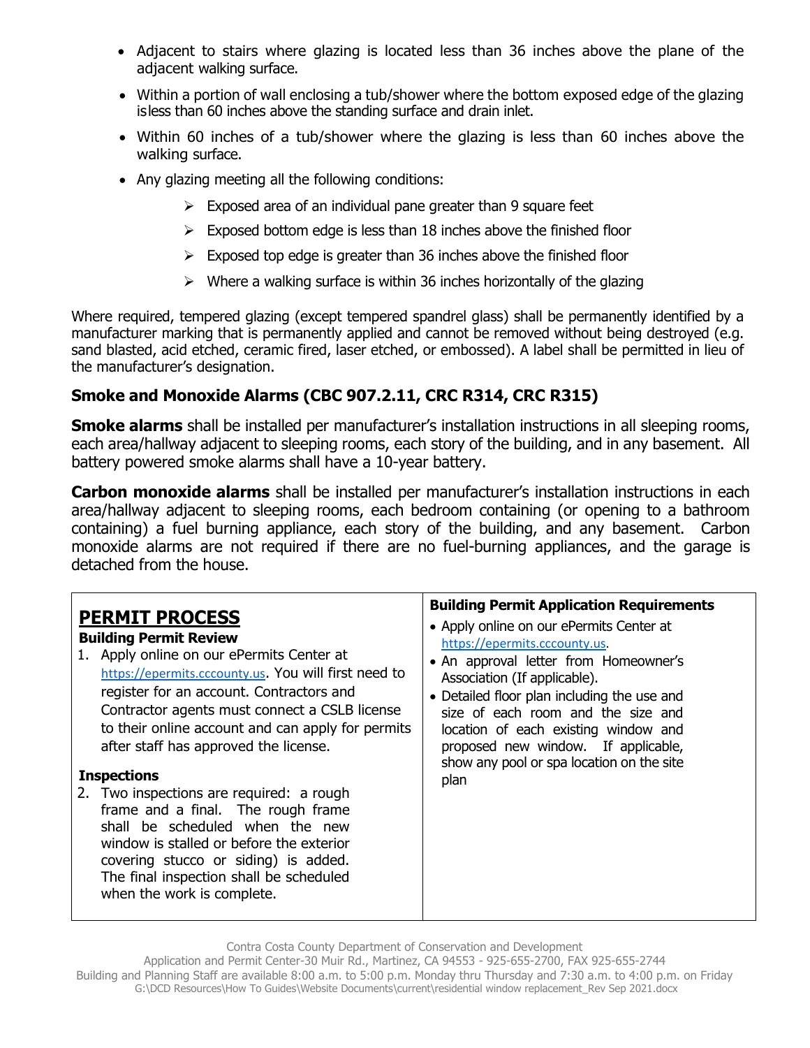- Adjacent to stairs where glazing is located less than 36 inches above the plane of the adjacent walking surface.
- Within a portion of wall enclosing a tub/shower where the bottom exposed edge of the glazing isless than 60 inches above the standing surface and drain inlet.
- Within 60 inches of a tub/shower where the glazing is less than 60 inches above the walking surface.
- Any glazing meeting all the following conditions:
  - Exposed area of an individual pane greater than 9 square feet
  - Exposed bottom edge is less than 18 inches above the finished floor
  - Exposed top edge is greater than 36 inches above the finished floor
  - Where a walking surface is within 36 inches horizontally of the glazing

Where required, tempered glazing (except tempered spandrel glass) shall be permanently identified by a manufacturer marking that is permanently applied and cannot be removed without being destroyed (e.g. sand blasted, acid etched, ceramic fired, laser etched, or embossed). A label shall be permitted in lieu of the manufacturer's designation.

### Smoke and Monoxide Alarms (CBC 907.2.11, CRC R314, CRC R315)

**Smoke alarms** shall be installed per manufacturer's installation instructions in all sleeping rooms, each area/hallway adjacent to sleeping rooms, each story of the building, and in any basement. All battery powered smoke alarms shall have a 10-year battery.

**Carbon monoxide alarms** shall be installed per manufacturer's installation instructions in each area/hallway adjacent to sleeping rooms, each bedroom containing (or opening to a bathroom containing) a fuel burning appliance, each story of the building, and any basement. Carbon monoxide alarms are not required if there are no fuel-burning appliances, and the garage is detached from the house.

## PERMIT PROCESS

**Building Permit Review**

1. Apply online on our ePermits Center at https://epermits.cccounty.us. You will first need to register for an account. Contractors and Contractor agents must connect a CSLB license to their online account and can apply for permits after staff has approved the license.

**Inspections**

2. Two inspections are required: a rough frame and a final. The rough frame shall be scheduled when the new window is stalled or before the exterior covering stucco or siding) is added. The final inspection shall be scheduled when the work is complete.

**Building Permit Application Requirements**

- Apply online on our ePermits Center at https://epermits.cccounty.us.
- An approval letter from Homeowner's Association (If applicable).
- Detailed floor plan including the use and size of each room and the size and location of each existing window and proposed new window. If applicable, show any pool or spa location on the site plan

Contra Costa County Department of Conservation and Development
Application and Permit Center-30 Muir Rd., Martinez, CA 94553 - 925-655-2700, FAX 925-655-2744
Building and Planning Staff are available 8:00 a.m. to 5:00 p.m. Monday thru Thursday and 7:30 a.m. to 4:00 p.m. on Friday
G:\DCD Resources\How To Guides\Website Documents\current\residential window replacement_Rev Sep 2021.docx